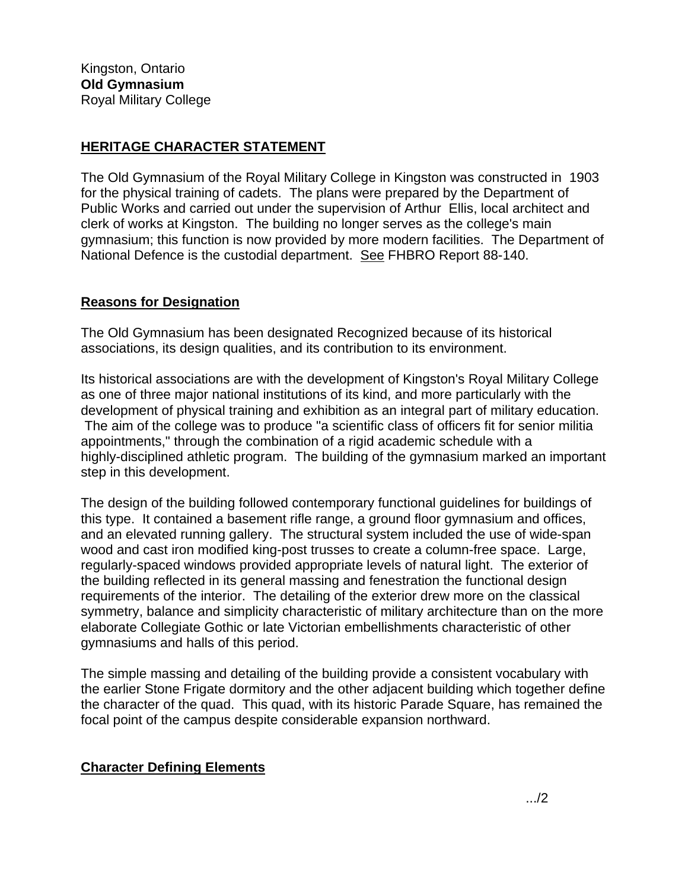Kingston, Ontario
**Old Gymnasium**
Royal Military College

## HERITAGE CHARACTER STATEMENT

The Old Gymnasium of the Royal Military College in Kingston was constructed in 1903 for the physical training of cadets. The plans were prepared by the Department of Public Works and carried out under the supervision of Arthur Ellis, local architect and clerk of works at Kingston. The building no longer serves as the college's main gymnasium; this function is now provided by more modern facilities. The Department of National Defence is the custodial department. See FHBRO Report 88-140.

### Reasons for Designation

The Old Gymnasium has been designated Recognized because of its historical associations, its design qualities, and its contribution to its environment.

Its historical associations are with the development of Kingston's Royal Military College as one of three major national institutions of its kind, and more particularly with the development of physical training and exhibition as an integral part of military education. The aim of the college was to produce "a scientific class of officers fit for senior militia appointments," through the combination of a rigid academic schedule with a highly-disciplined athletic program. The building of the gymnasium marked an important step in this development.

The design of the building followed contemporary functional guidelines for buildings of this type. It contained a basement rifle range, a ground floor gymnasium and offices, and an elevated running gallery. The structural system included the use of wide-span wood and cast iron modified king-post trusses to create a column-free space. Large, regularly-spaced windows provided appropriate levels of natural light. The exterior of the building reflected in its general massing and fenestration the functional design requirements of the interior. The detailing of the exterior drew more on the classical symmetry, balance and simplicity characteristic of military architecture than on the more elaborate Collegiate Gothic or late Victorian embellishments characteristic of other gymnasiums and halls of this period.

The simple massing and detailing of the building provide a consistent vocabulary with the earlier Stone Frigate dormitory and the other adjacent building which together define the character of the quad. This quad, with its historic Parade Square, has remained the focal point of the campus despite considerable expansion northward.

### Character Defining Elements

.../2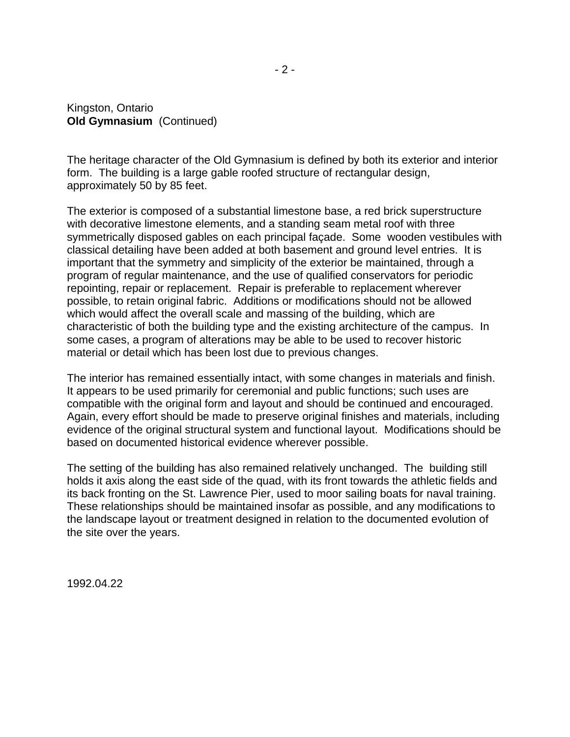Kingston, Ontario
**Old Gymnasium** (Continued)

The heritage character of the Old Gymnasium is defined by both its exterior and interior form. The building is a large gable roofed structure of rectangular design, approximately 50 by 85 feet.

The exterior is composed of a substantial limestone base, a red brick superstructure with decorative limestone elements, and a standing seam metal roof with three symmetrically disposed gables on each principal façade. Some wooden vestibules with classical detailing have been added at both basement and ground level entries. It is important that the symmetry and simplicity of the exterior be maintained, through a program of regular maintenance, and the use of qualified conservators for periodic repointing, repair or replacement. Repair is preferable to replacement wherever possible, to retain original fabric. Additions or modifications should not be allowed which would affect the overall scale and massing of the building, which are characteristic of both the building type and the existing architecture of the campus. In some cases, a program of alterations may be able to be used to recover historic material or detail which has been lost due to previous changes.

The interior has remained essentially intact, with some changes in materials and finish. It appears to be used primarily for ceremonial and public functions; such uses are compatible with the original form and layout and should be continued and encouraged. Again, every effort should be made to preserve original finishes and materials, including evidence of the original structural system and functional layout. Modifications should be based on documented historical evidence wherever possible.

The setting of the building has also remained relatively unchanged. The building still holds it axis along the east side of the quad, with its front towards the athletic fields and its back fronting on the St. Lawrence Pier, used to moor sailing boats for naval training. These relationships should be maintained insofar as possible, and any modifications to the landscape layout or treatment designed in relation to the documented evolution of the site over the years.

1992.04.22